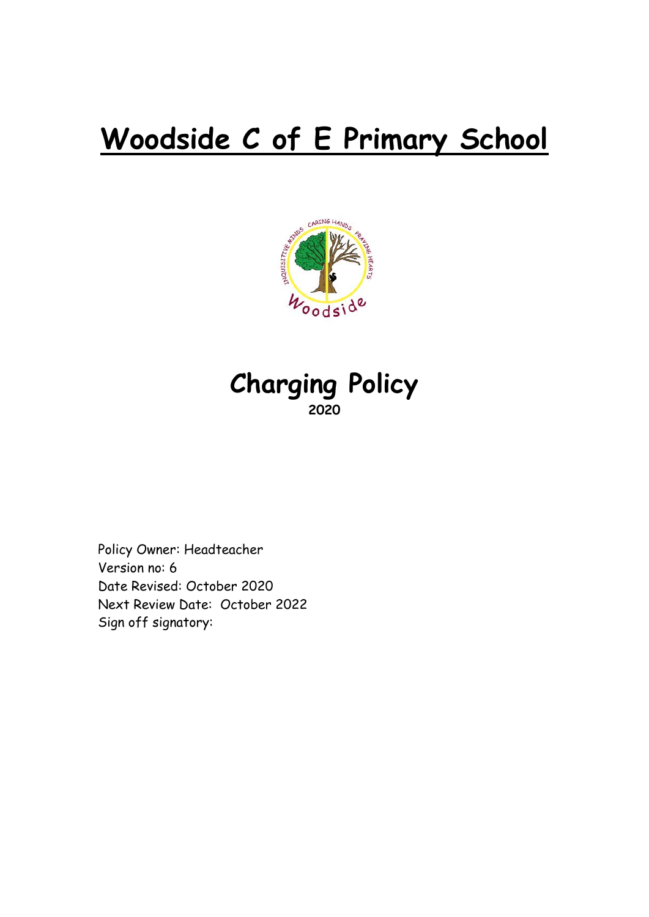# Woodside C of E Primary School

# Charging Policy

**2020**

Policy Owner: Headteacher
Version no: 6
Date Revised: October 2020
Next Review Date: October 2022
Sign off signatory: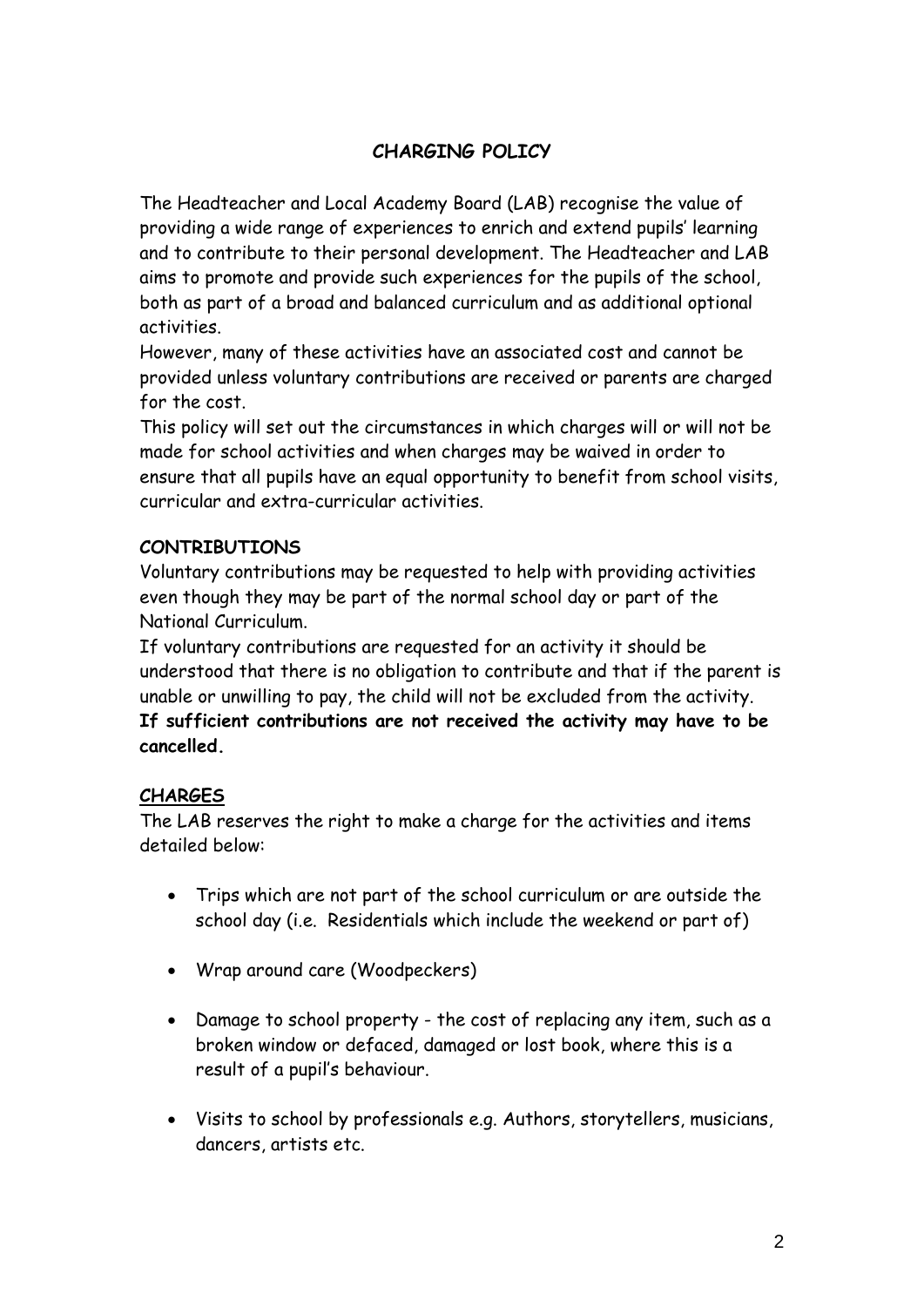# CHARGING POLICY

The Headteacher and Local Academy Board (LAB) recognise the value of providing a wide range of experiences to enrich and extend pupils' learning and to contribute to their personal development. The Headteacher and LAB aims to promote and provide such experiences for the pupils of the school, both as part of a broad and balanced curriculum and as additional optional activities.

However, many of these activities have an associated cost and cannot be provided unless voluntary contributions are received or parents are charged for the cost.

This policy will set out the circumstances in which charges will or will not be made for school activities and when charges may be waived in order to ensure that all pupils have an equal opportunity to benefit from school visits, curricular and extra-curricular activities.

## CONTRIBUTIONS

Voluntary contributions may be requested to help with providing activities even though they may be part of the normal school day or part of the National Curriculum.

If voluntary contributions are requested for an activity it should be understood that there is no obligation to contribute and that if the parent is unable or unwilling to pay, the child will not be excluded from the activity. **If sufficient contributions are not received the activity may have to be cancelled.**

## CHARGES

The LAB reserves the right to make a charge for the activities and items detailed below:

- Trips which are not part of the school curriculum or are outside the school day (i.e. Residentials which include the weekend or part of)
- Wrap around care (Woodpeckers)
- Damage to school property - the cost of replacing any item, such as a broken window or defaced, damaged or lost book, where this is a result of a pupil's behaviour.
- Visits to school by professionals e.g. Authors, storytellers, musicians, dancers, artists etc.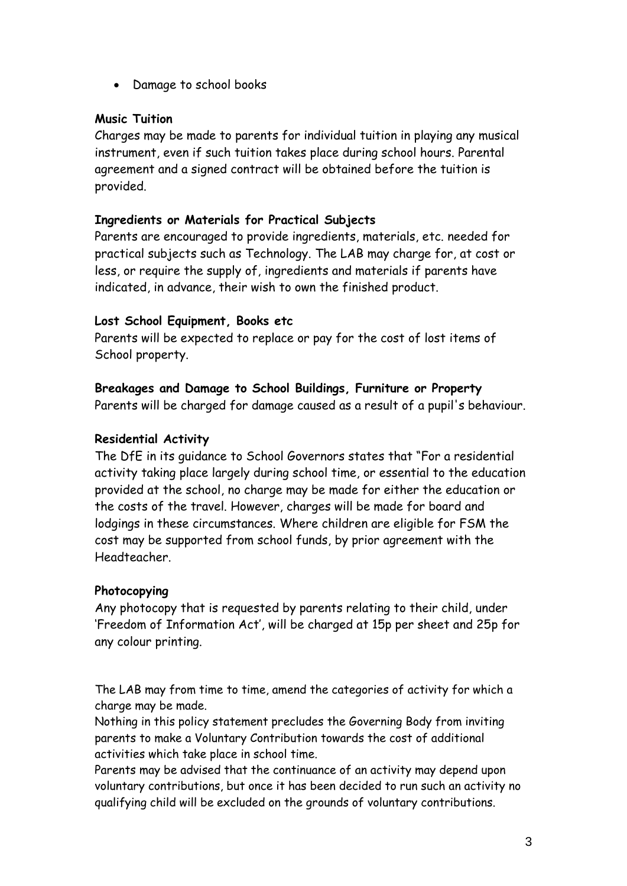- Damage to school books

**Music Tuition**

Charges may be made to parents for individual tuition in playing any musical instrument, even if such tuition takes place during school hours. Parental agreement and a signed contract will be obtained before the tuition is provided.

**Ingredients or Materials for Practical Subjects**

Parents are encouraged to provide ingredients, materials, etc. needed for practical subjects such as Technology. The LAB may charge for, at cost or less, or require the supply of, ingredients and materials if parents have indicated, in advance, their wish to own the finished product.

**Lost School Equipment, Books etc**

Parents will be expected to replace or pay for the cost of lost items of School property.

**Breakages and Damage to School Buildings, Furniture or Property**

Parents will be charged for damage caused as a result of a pupil's behaviour.

**Residential Activity**

The DfE in its guidance to School Governors states that "For a residential activity taking place largely during school time, or essential to the education provided at the school, no charge may be made for either the education or the costs of the travel. However, charges will be made for board and lodgings in these circumstances. Where children are eligible for FSM the cost may be supported from school funds, by prior agreement with the Headteacher.

**Photocopying**

Any photocopy that is requested by parents relating to their child, under 'Freedom of Information Act', will be charged at 15p per sheet and 25p for any colour printing.

The LAB may from time to time, amend the categories of activity for which a charge may be made.

Nothing in this policy statement precludes the Governing Body from inviting parents to make a Voluntary Contribution towards the cost of additional activities which take place in school time.

Parents may be advised that the continuance of an activity may depend upon voluntary contributions, but once it has been decided to run such an activity no qualifying child will be excluded on the grounds of voluntary contributions.